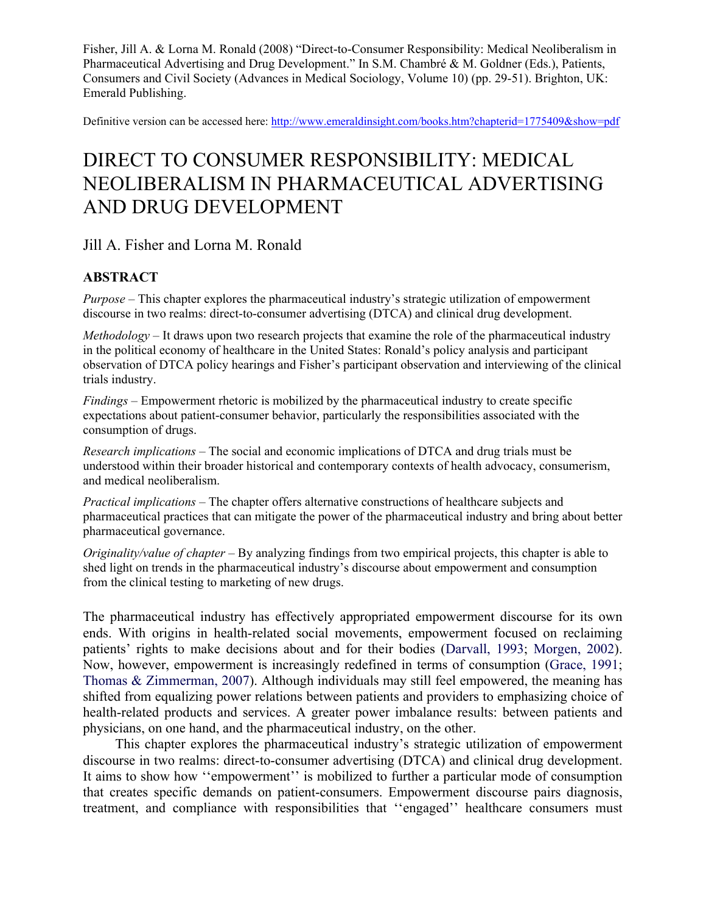Fisher, Jill A. & Lorna M. Ronald (2008) "Direct-to-Consumer Responsibility: Medical Neoliberalism in Pharmaceutical Advertising and Drug Development." In S.M. Chambré & M. Goldner (Eds.), Patients, Consumers and Civil Society (Advances in Medical Sociology, Volume 10) (pp. 29-51). Brighton, UK: Emerald Publishing.

Definitive version can be accessed here: http://www.emeraldinsight.com/books.htm?chapterid=1775409&show=pdf

# DIRECT TO CONSUMER RESPONSIBILITY: MEDICAL NEOLIBERALISM IN PHARMACEUTICAL ADVERTISING AND DRUG DEVELOPMENT

Jill A. Fisher and Lorna M. Ronald

## ABSTRACT

*Purpose* – This chapter explores the pharmaceutical industry's strategic utilization of empowerment discourse in two realms: direct-to-consumer advertising (DTCA) and clinical drug development.

*Methodology* – It draws upon two research projects that examine the role of the pharmaceutical industry in the political economy of healthcare in the United States: Ronald's policy analysis and participant observation of DTCA policy hearings and Fisher's participant observation and interviewing of the clinical trials industry.

*Findings* – Empowerment rhetoric is mobilized by the pharmaceutical industry to create specific expectations about patient-consumer behavior, particularly the responsibilities associated with the consumption of drugs.

*Research implications* – The social and economic implications of DTCA and drug trials must be understood within their broader historical and contemporary contexts of health advocacy, consumerism, and medical neoliberalism.

*Practical implications* – The chapter offers alternative constructions of healthcare subjects and pharmaceutical practices that can mitigate the power of the pharmaceutical industry and bring about better pharmaceutical governance.

*Originality/value of chapter* – By analyzing findings from two empirical projects, this chapter is able to shed light on trends in the pharmaceutical industry's discourse about empowerment and consumption from the clinical testing to marketing of new drugs.

The pharmaceutical industry has effectively appropriated empowerment discourse for its own ends. With origins in health-related social movements, empowerment focused on reclaiming patients' rights to make decisions about and for their bodies (Darvall, 1993; Morgen, 2002). Now, however, empowerment is increasingly redefined in terms of consumption (Grace, 1991; Thomas & Zimmerman, 2007). Although individuals may still feel empowered, the meaning has shifted from equalizing power relations between patients and providers to emphasizing choice of health-related products and services. A greater power imbalance results: between patients and physicians, on one hand, and the pharmaceutical industry, on the other.

This chapter explores the pharmaceutical industry's strategic utilization of empowerment discourse in two realms: direct-to-consumer advertising (DTCA) and clinical drug development. It aims to show how ''empowerment'' is mobilized to further a particular mode of consumption that creates specific demands on patient-consumers. Empowerment discourse pairs diagnosis, treatment, and compliance with responsibilities that ''engaged'' healthcare consumers must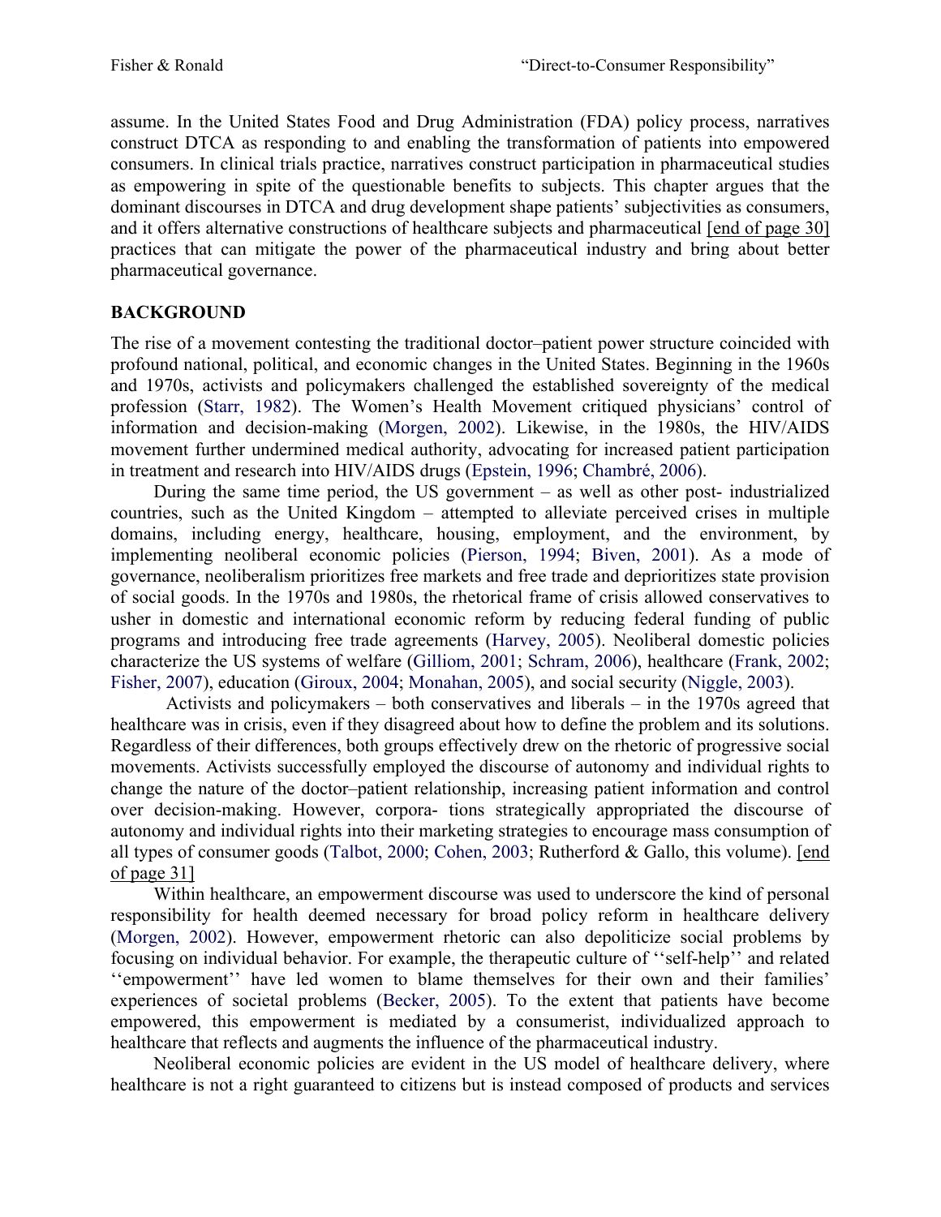assume. In the United States Food and Drug Administration (FDA) policy process, narratives construct DTCA as responding to and enabling the transformation of patients into empowered consumers. In clinical trials practice, narratives construct participation in pharmaceutical studies as empowering in spite of the questionable benefits to subjects. This chapter argues that the dominant discourses in DTCA and drug development shape patients' subjectivities as consumers, and it offers alternative constructions of healthcare subjects and pharmaceutical [end of page 30] practices that can mitigate the power of the pharmaceutical industry and bring about better pharmaceutical governance.

## BACKGROUND

The rise of a movement contesting the traditional doctor–patient power structure coincided with profound national, political, and economic changes in the United States. Beginning in the 1960s and 1970s, activists and policymakers challenged the established sovereignty of the medical profession (Starr, 1982). The Women's Health Movement critiqued physicians' control of information and decision-making (Morgen, 2002). Likewise, in the 1980s, the HIV/AIDS movement further undermined medical authority, advocating for increased patient participation in treatment and research into HIV/AIDS drugs (Epstein, 1996; Chambré, 2006).

During the same time period, the US government – as well as other post- industrialized countries, such as the United Kingdom – attempted to alleviate perceived crises in multiple domains, including energy, healthcare, housing, employment, and the environment, by implementing neoliberal economic policies (Pierson, 1994; Biven, 2001). As a mode of governance, neoliberalism prioritizes free markets and free trade and deprioritizes state provision of social goods. In the 1970s and 1980s, the rhetorical frame of crisis allowed conservatives to usher in domestic and international economic reform by reducing federal funding of public programs and introducing free trade agreements (Harvey, 2005). Neoliberal domestic policies characterize the US systems of welfare (Gilliom, 2001; Schram, 2006), healthcare (Frank, 2002; Fisher, 2007), education (Giroux, 2004; Monahan, 2005), and social security (Niggle, 2003).

Activists and policymakers – both conservatives and liberals – in the 1970s agreed that healthcare was in crisis, even if they disagreed about how to define the problem and its solutions. Regardless of their differences, both groups effectively drew on the rhetoric of progressive social movements. Activists successfully employed the discourse of autonomy and individual rights to change the nature of the doctor–patient relationship, increasing patient information and control over decision-making. However, corpora- tions strategically appropriated the discourse of autonomy and individual rights into their marketing strategies to encourage mass consumption of all types of consumer goods (Talbot, 2000; Cohen, 2003; Rutherford & Gallo, this volume). [end of page 31]

Within healthcare, an empowerment discourse was used to underscore the kind of personal responsibility for health deemed necessary for broad policy reform in healthcare delivery (Morgen, 2002). However, empowerment rhetoric can also depoliticize social problems by focusing on individual behavior. For example, the therapeutic culture of ''self-help'' and related ''empowerment'' have led women to blame themselves for their own and their families' experiences of societal problems (Becker, 2005). To the extent that patients have become empowered, this empowerment is mediated by a consumerist, individualized approach to healthcare that reflects and augments the influence of the pharmaceutical industry.

Neoliberal economic policies are evident in the US model of healthcare delivery, where healthcare is not a right guaranteed to citizens but is instead composed of products and services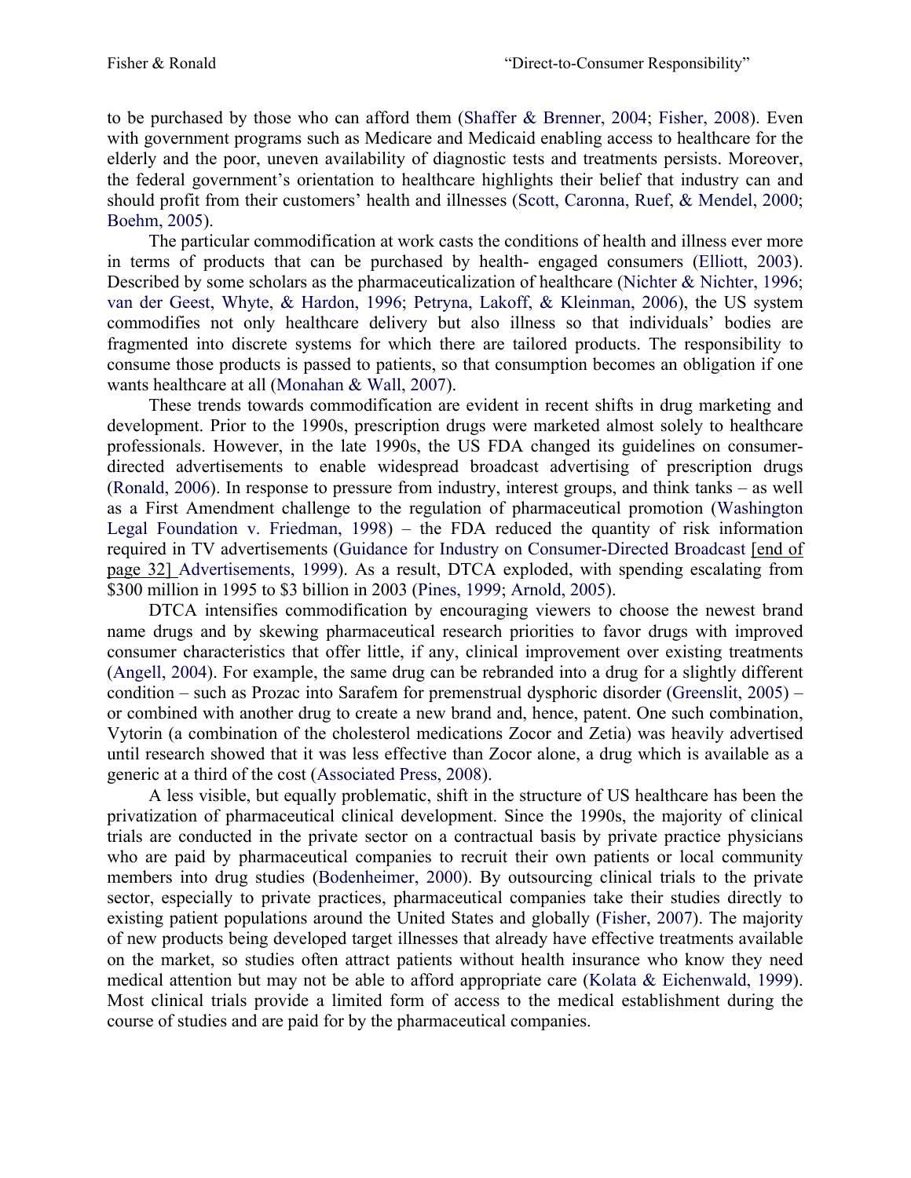to be purchased by those who can afford them (Shaffer & Brenner, 2004; Fisher, 2008). Even with government programs such as Medicare and Medicaid enabling access to healthcare for the elderly and the poor, uneven availability of diagnostic tests and treatments persists. Moreover, the federal government's orientation to healthcare highlights their belief that industry can and should profit from their customers' health and illnesses (Scott, Caronna, Ruef, & Mendel, 2000; Boehm, 2005).

The particular commodification at work casts the conditions of health and illness ever more in terms of products that can be purchased by health- engaged consumers (Elliott, 2003). Described by some scholars as the pharmaceuticalization of healthcare (Nichter & Nichter, 1996; van der Geest, Whyte, & Hardon, 1996; Petryna, Lakoff, & Kleinman, 2006), the US system commodifies not only healthcare delivery but also illness so that individuals' bodies are fragmented into discrete systems for which there are tailored products. The responsibility to consume those products is passed to patients, so that consumption becomes an obligation if one wants healthcare at all (Monahan & Wall, 2007).

These trends towards commodification are evident in recent shifts in drug marketing and development. Prior to the 1990s, prescription drugs were marketed almost solely to healthcare professionals. However, in the late 1990s, the US FDA changed its guidelines on consumer-directed advertisements to enable widespread broadcast advertising of prescription drugs (Ronald, 2006). In response to pressure from industry, interest groups, and think tanks – as well as a First Amendment challenge to the regulation of pharmaceutical promotion (Washington Legal Foundation v. Friedman, 1998) – the FDA reduced the quantity of risk information required in TV advertisements (Guidance for Industry on Consumer-Directed Broadcast [end of page 32] Advertisements, 1999). As a result, DTCA exploded, with spending escalating from $300 million in 1995 to $3 billion in 2003 (Pines, 1999; Arnold, 2005).

DTCA intensifies commodification by encouraging viewers to choose the newest brand name drugs and by skewing pharmaceutical research priorities to favor drugs with improved consumer characteristics that offer little, if any, clinical improvement over existing treatments (Angell, 2004). For example, the same drug can be rebranded into a drug for a slightly different condition – such as Prozac into Sarafem for premenstrual dysphoric disorder (Greenslit, 2005) – or combined with another drug to create a new brand and, hence, patent. One such combination, Vytorin (a combination of the cholesterol medications Zocor and Zetia) was heavily advertised until research showed that it was less effective than Zocor alone, a drug which is available as a generic at a third of the cost (Associated Press, 2008).

A less visible, but equally problematic, shift in the structure of US healthcare has been the privatization of pharmaceutical clinical development. Since the 1990s, the majority of clinical trials are conducted in the private sector on a contractual basis by private practice physicians who are paid by pharmaceutical companies to recruit their own patients or local community members into drug studies (Bodenheimer, 2000). By outsourcing clinical trials to the private sector, especially to private practices, pharmaceutical companies take their studies directly to existing patient populations around the United States and globally (Fisher, 2007). The majority of new products being developed target illnesses that already have effective treatments available on the market, so studies often attract patients without health insurance who know they need medical attention but may not be able to afford appropriate care (Kolata & Eichenwald, 1999). Most clinical trials provide a limited form of access to the medical establishment during the course of studies and are paid for by the pharmaceutical companies.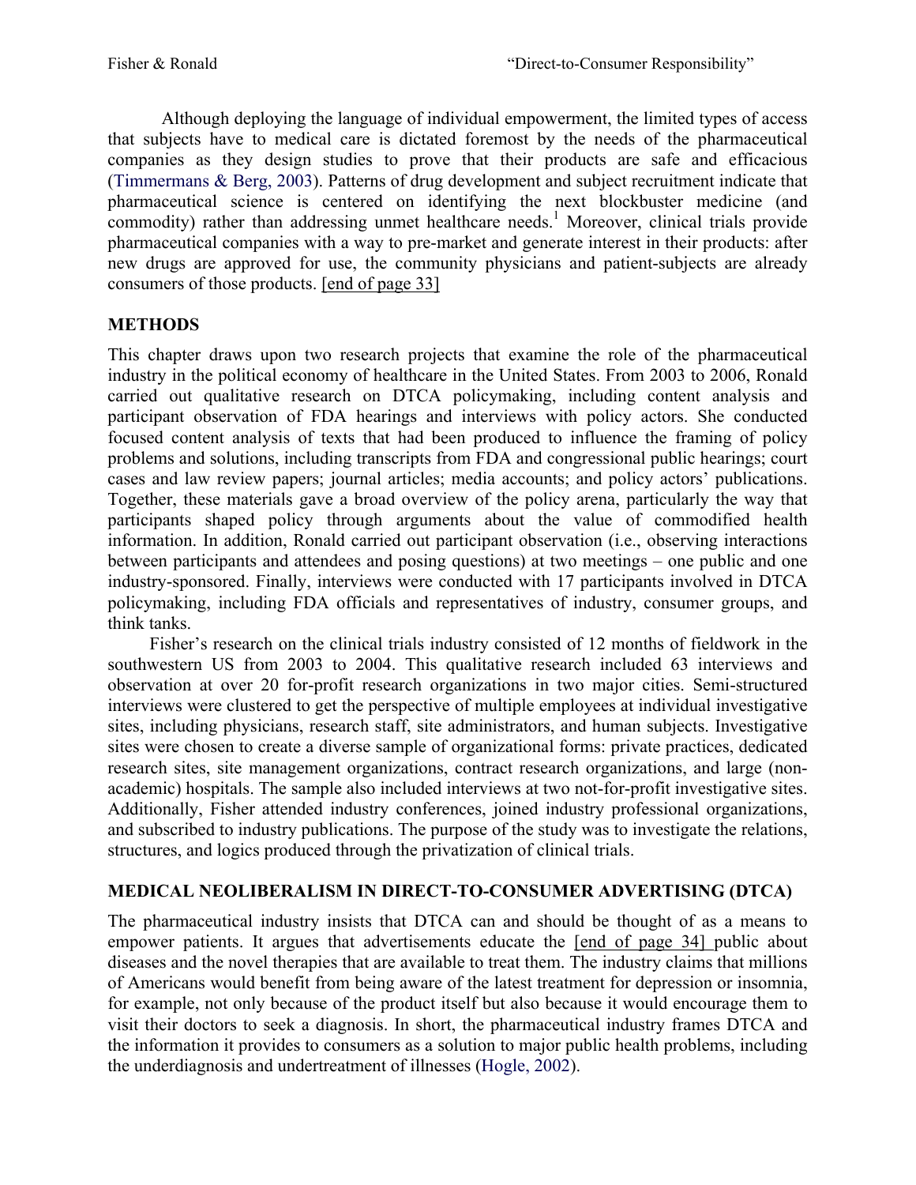Although deploying the language of individual empowerment, the limited types of access that subjects have to medical care is dictated foremost by the needs of the pharmaceutical companies as they design studies to prove that their products are safe and efficacious (Timmermans & Berg, 2003). Patterns of drug development and subject recruitment indicate that pharmaceutical science is centered on identifying the next blockbuster medicine (and commodity) rather than addressing unmet healthcare needs.[1] Moreover, clinical trials provide pharmaceutical companies with a way to pre-market and generate interest in their products: after new drugs are approved for use, the community physicians and patient-subjects are already consumers of those products. [end of page 33]

## METHODS

This chapter draws upon two research projects that examine the role of the pharmaceutical industry in the political economy of healthcare in the United States. From 2003 to 2006, Ronald carried out qualitative research on DTCA policymaking, including content analysis and participant observation of FDA hearings and interviews with policy actors. She conducted focused content analysis of texts that had been produced to influence the framing of policy problems and solutions, including transcripts from FDA and congressional public hearings; court cases and law review papers; journal articles; media accounts; and policy actors' publications. Together, these materials gave a broad overview of the policy arena, particularly the way that participants shaped policy through arguments about the value of commodified health information. In addition, Ronald carried out participant observation (i.e., observing interactions between participants and attendees and posing questions) at two meetings – one public and one industry-sponsored. Finally, interviews were conducted with 17 participants involved in DTCA policymaking, including FDA officials and representatives of industry, consumer groups, and think tanks.

Fisher's research on the clinical trials industry consisted of 12 months of fieldwork in the southwestern US from 2003 to 2004. This qualitative research included 63 interviews and observation at over 20 for-profit research organizations in two major cities. Semi-structured interviews were clustered to get the perspective of multiple employees at individual investigative sites, including physicians, research staff, site administrators, and human subjects. Investigative sites were chosen to create a diverse sample of organizational forms: private practices, dedicated research sites, site management organizations, contract research organizations, and large (non-academic) hospitals. The sample also included interviews at two not-for-profit investigative sites. Additionally, Fisher attended industry conferences, joined industry professional organizations, and subscribed to industry publications. The purpose of the study was to investigate the relations, structures, and logics produced through the privatization of clinical trials.

## MEDICAL NEOLIBERALISM IN DIRECT-TO-CONSUMER ADVERTISING (DTCA)

The pharmaceutical industry insists that DTCA can and should be thought of as a means to empower patients. It argues that advertisements educate the [end of page 34] public about diseases and the novel therapies that are available to treat them. The industry claims that millions of Americans would benefit from being aware of the latest treatment for depression or insomnia, for example, not only because of the product itself but also because it would encourage them to visit their doctors to seek a diagnosis. In short, the pharmaceutical industry frames DTCA and the information it provides to consumers as a solution to major public health problems, including the underdiagnosis and undertreatment of illnesses (Hogle, 2002).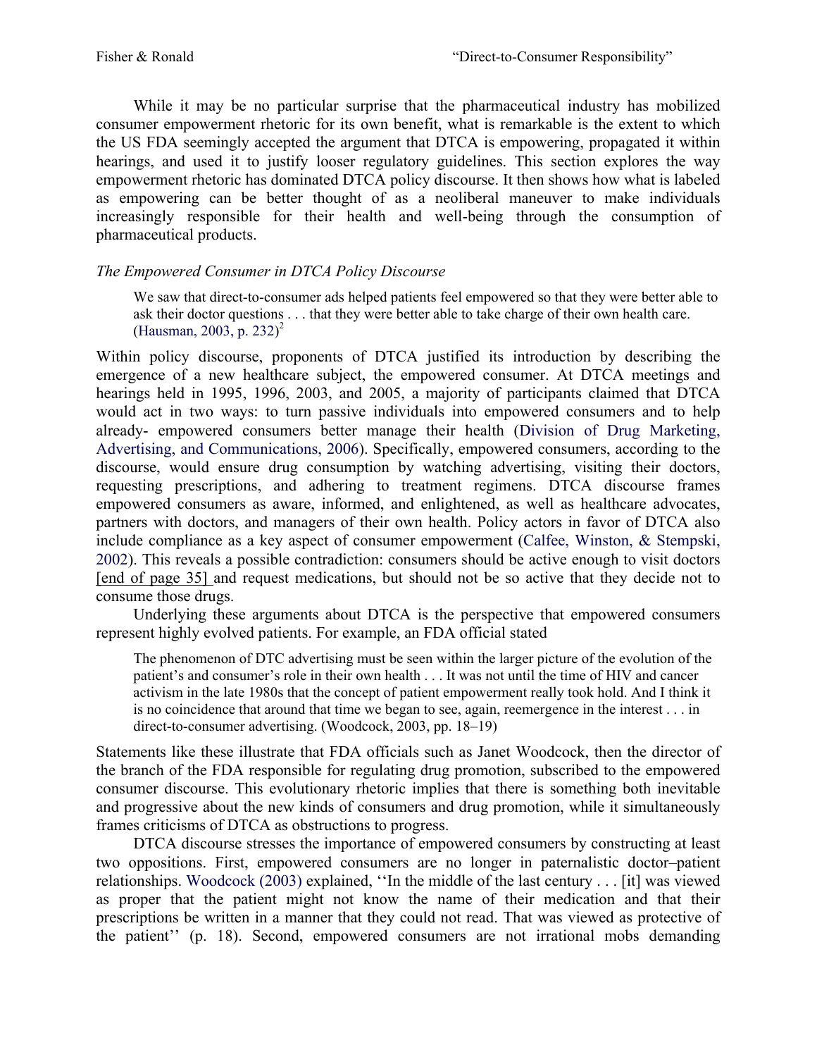While it may be no particular surprise that the pharmaceutical industry has mobilized consumer empowerment rhetoric for its own benefit, what is remarkable is the extent to which the US FDA seemingly accepted the argument that DTCA is empowering, propagated it within hearings, and used it to justify looser regulatory guidelines. This section explores the way empowerment rhetoric has dominated DTCA policy discourse. It then shows how what is labeled as empowering can be better thought of as a neoliberal maneuver to make individuals increasingly responsible for their health and well-being through the consumption of pharmaceutical products.

*The Empowered Consumer in DTCA Policy Discourse*

> We saw that direct-to-consumer ads helped patients feel empowered so that they were better able to ask their doctor questions . . . that they were better able to take charge of their own health care. (Hausman, 2003, p. 232)[2]

Within policy discourse, proponents of DTCA justified its introduction by describing the emergence of a new healthcare subject, the empowered consumer. At DTCA meetings and hearings held in 1995, 1996, 2003, and 2005, a majority of participants claimed that DTCA would act in two ways: to turn passive individuals into empowered consumers and to help already- empowered consumers better manage their health (Division of Drug Marketing, Advertising, and Communications, 2006). Specifically, empowered consumers, according to the discourse, would ensure drug consumption by watching advertising, visiting their doctors, requesting prescriptions, and adhering to treatment regimens. DTCA discourse frames empowered consumers as aware, informed, and enlightened, as well as healthcare advocates, partners with doctors, and managers of their own health. Policy actors in favor of DTCA also include compliance as a key aspect of consumer empowerment (Calfee, Winston, & Stempski, 2002). This reveals a possible contradiction: consumers should be active enough to visit doctors [end of page 35] and request medications, but should not be so active that they decide not to consume those drugs.

Underlying these arguments about DTCA is the perspective that empowered consumers represent highly evolved patients. For example, an FDA official stated

> The phenomenon of DTC advertising must be seen within the larger picture of the evolution of the patient's and consumer's role in their own health . . . It was not until the time of HIV and cancer activism in the late 1980s that the concept of patient empowerment really took hold. And I think it is no coincidence that around that time we began to see, again, reemergence in the interest . . . in direct-to-consumer advertising. (Woodcock, 2003, pp. 18–19)

Statements like these illustrate that FDA officials such as Janet Woodcock, then the director of the branch of the FDA responsible for regulating drug promotion, subscribed to the empowered consumer discourse. This evolutionary rhetoric implies that there is something both inevitable and progressive about the new kinds of consumers and drug promotion, while it simultaneously frames criticisms of DTCA as obstructions to progress.

DTCA discourse stresses the importance of empowered consumers by constructing at least two oppositions. First, empowered consumers are no longer in paternalistic doctor–patient relationships. Woodcock (2003) explained, ''In the middle of the last century . . . [it] was viewed as proper that the patient might not know the name of their medication and that their prescriptions be written in a manner that they could not read. That was viewed as protective of the patient'' (p. 18). Second, empowered consumers are not irrational mobs demanding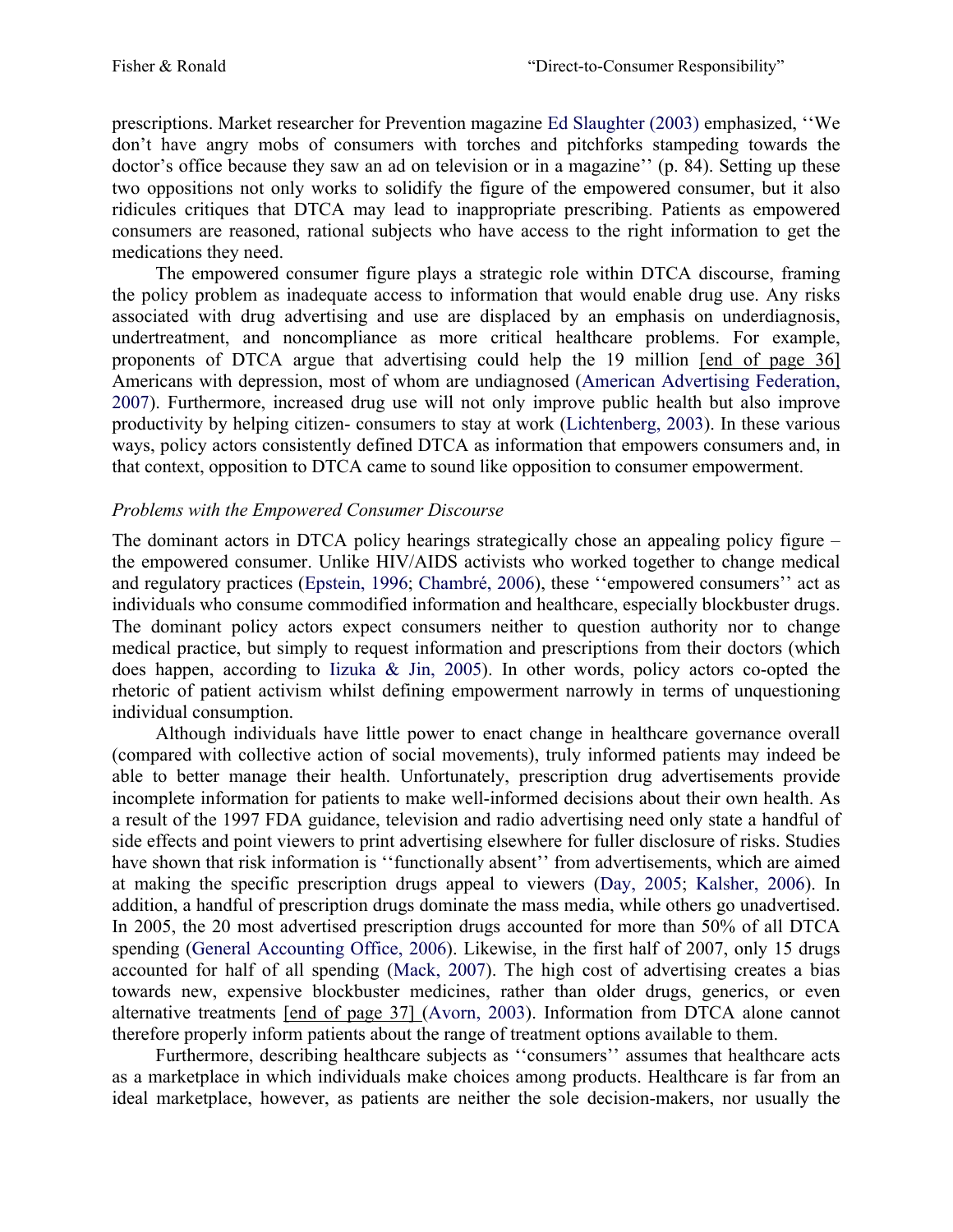prescriptions. Market researcher for Prevention magazine Ed Slaughter (2003) emphasized, ''We don't have angry mobs of consumers with torches and pitchforks stampeding towards the doctor's office because they saw an ad on television or in a magazine'' (p. 84). Setting up these two oppositions not only works to solidify the figure of the empowered consumer, but it also ridicules critiques that DTCA may lead to inappropriate prescribing. Patients as empowered consumers are reasoned, rational subjects who have access to the right information to get the medications they need.

The empowered consumer figure plays a strategic role within DTCA discourse, framing the policy problem as inadequate access to information that would enable drug use. Any risks associated with drug advertising and use are displaced by an emphasis on underdiagnosis, undertreatment, and noncompliance as more critical healthcare problems. For example, proponents of DTCA argue that advertising could help the 19 million [end of page 36] Americans with depression, most of whom are undiagnosed (American Advertising Federation, 2007). Furthermore, increased drug use will not only improve public health but also improve productivity by helping citizen- consumers to stay at work (Lichtenberg, 2003). In these various ways, policy actors consistently defined DTCA as information that empowers consumers and, in that context, opposition to DTCA came to sound like opposition to consumer empowerment.

*Problems with the Empowered Consumer Discourse*

The dominant actors in DTCA policy hearings strategically chose an appealing policy figure – the empowered consumer. Unlike HIV/AIDS activists who worked together to change medical and regulatory practices (Epstein, 1996; Chambré, 2006), these ''empowered consumers'' act as individuals who consume commodified information and healthcare, especially blockbuster drugs. The dominant policy actors expect consumers neither to question authority nor to change medical practice, but simply to request information and prescriptions from their doctors (which does happen, according to Iizuka & Jin, 2005). In other words, policy actors co-opted the rhetoric of patient activism whilst defining empowerment narrowly in terms of unquestioning individual consumption.

Although individuals have little power to enact change in healthcare governance overall (compared with collective action of social movements), truly informed patients may indeed be able to better manage their health. Unfortunately, prescription drug advertisements provide incomplete information for patients to make well-informed decisions about their own health. As a result of the 1997 FDA guidance, television and radio advertising need only state a handful of side effects and point viewers to print advertising elsewhere for fuller disclosure of risks. Studies have shown that risk information is ''functionally absent'' from advertisements, which are aimed at making the specific prescription drugs appeal to viewers (Day, 2005; Kalsher, 2006). In addition, a handful of prescription drugs dominate the mass media, while others go unadvertised. In 2005, the 20 most advertised prescription drugs accounted for more than 50% of all DTCA spending (General Accounting Office, 2006). Likewise, in the first half of 2007, only 15 drugs accounted for half of all spending (Mack, 2007). The high cost of advertising creates a bias towards new, expensive blockbuster medicines, rather than older drugs, generics, or even alternative treatments [end of page 37] (Avorn, 2003). Information from DTCA alone cannot therefore properly inform patients about the range of treatment options available to them.

Furthermore, describing healthcare subjects as ''consumers'' assumes that healthcare acts as a marketplace in which individuals make choices among products. Healthcare is far from an ideal marketplace, however, as patients are neither the sole decision-makers, nor usually the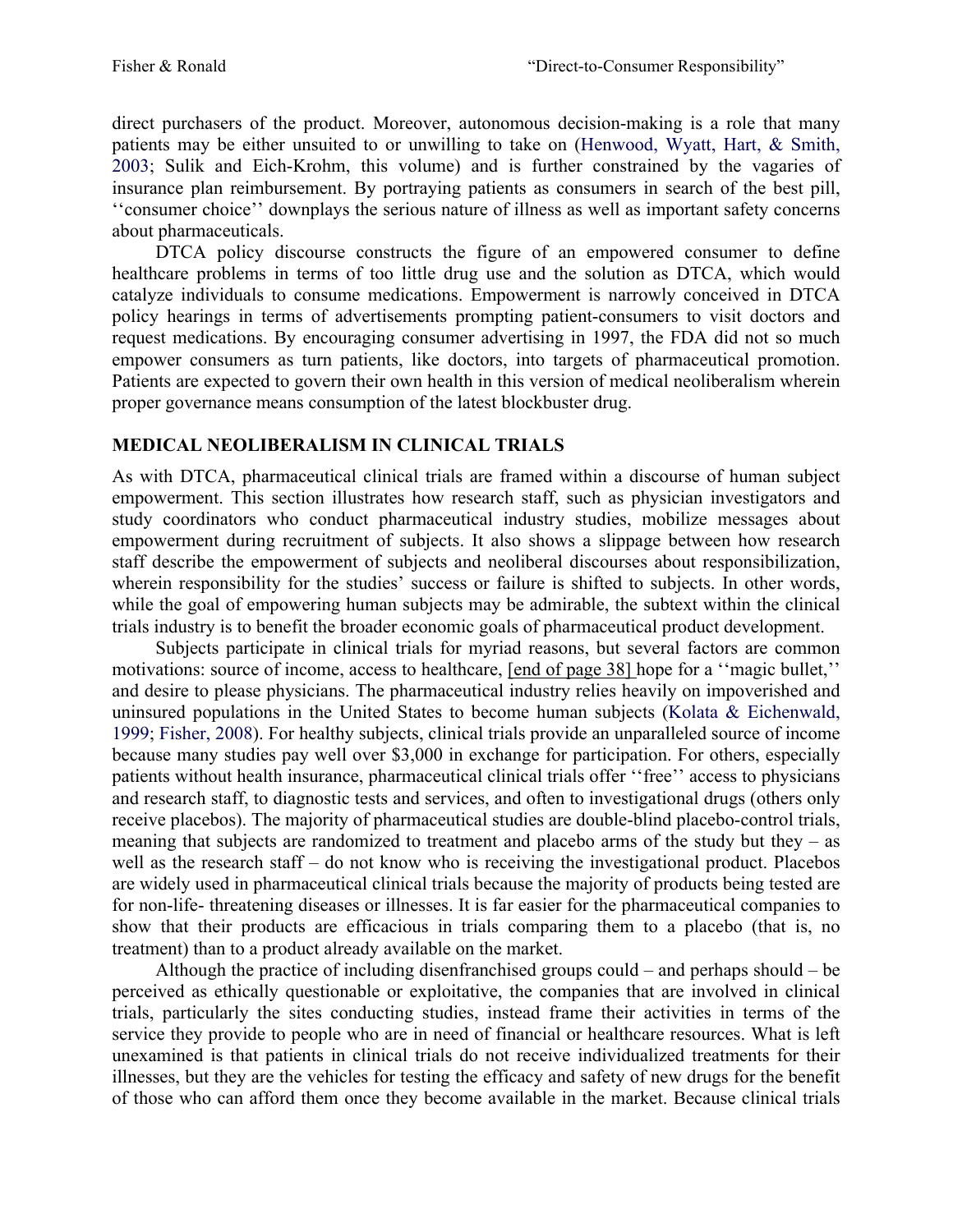direct purchasers of the product. Moreover, autonomous decision-making is a role that many patients may be either unsuited to or unwilling to take on (Henwood, Wyatt, Hart, & Smith, 2003; Sulik and Eich-Krohm, this volume) and is further constrained by the vagaries of insurance plan reimbursement. By portraying patients as consumers in search of the best pill, ‘‘consumer choice’’ downplays the serious nature of illness as well as important safety concerns about pharmaceuticals.

DTCA policy discourse constructs the figure of an empowered consumer to define healthcare problems in terms of too little drug use and the solution as DTCA, which would catalyze individuals to consume medications. Empowerment is narrowly conceived in DTCA policy hearings in terms of advertisements prompting patient-consumers to visit doctors and request medications. By encouraging consumer advertising in 1997, the FDA did not so much empower consumers as turn patients, like doctors, into targets of pharmaceutical promotion. Patients are expected to govern their own health in this version of medical neoliberalism wherein proper governance means consumption of the latest blockbuster drug.

## MEDICAL NEOLIBERALISM IN CLINICAL TRIALS

As with DTCA, pharmaceutical clinical trials are framed within a discourse of human subject empowerment. This section illustrates how research staff, such as physician investigators and study coordinators who conduct pharmaceutical industry studies, mobilize messages about empowerment during recruitment of subjects. It also shows a slippage between how research staff describe the empowerment of subjects and neoliberal discourses about responsibilization, wherein responsibility for the studies' success or failure is shifted to subjects. In other words, while the goal of empowering human subjects may be admirable, the subtext within the clinical trials industry is to benefit the broader economic goals of pharmaceutical product development.

Subjects participate in clinical trials for myriad reasons, but several factors are common motivations: source of income, access to healthcare, [end of page 38] hope for a ‘‘magic bullet,’’ and desire to please physicians. The pharmaceutical industry relies heavily on impoverished and uninsured populations in the United States to become human subjects (Kolata & Eichenwald, 1999; Fisher, 2008). For healthy subjects, clinical trials provide an unparalleled source of income because many studies pay well over $3,000 in exchange for participation. For others, especially patients without health insurance, pharmaceutical clinical trials offer ‘‘free’’ access to physicians and research staff, to diagnostic tests and services, and often to investigational drugs (others only receive placebos). The majority of pharmaceutical studies are double-blind placebo-control trials, meaning that subjects are randomized to treatment and placebo arms of the study but they – as well as the research staff – do not know who is receiving the investigational product. Placebos are widely used in pharmaceutical clinical trials because the majority of products being tested are for non-life- threatening diseases or illnesses. It is far easier for the pharmaceutical companies to show that their products are efficacious in trials comparing them to a placebo (that is, no treatment) than to a product already available on the market.

Although the practice of including disenfranchised groups could – and perhaps should – be perceived as ethically questionable or exploitative, the companies that are involved in clinical trials, particularly the sites conducting studies, instead frame their activities in terms of the service they provide to people who are in need of financial or healthcare resources. What is left unexamined is that patients in clinical trials do not receive individualized treatments for their illnesses, but they are the vehicles for testing the efficacy and safety of new drugs for the benefit of those who can afford them once they become available in the market. Because clinical trials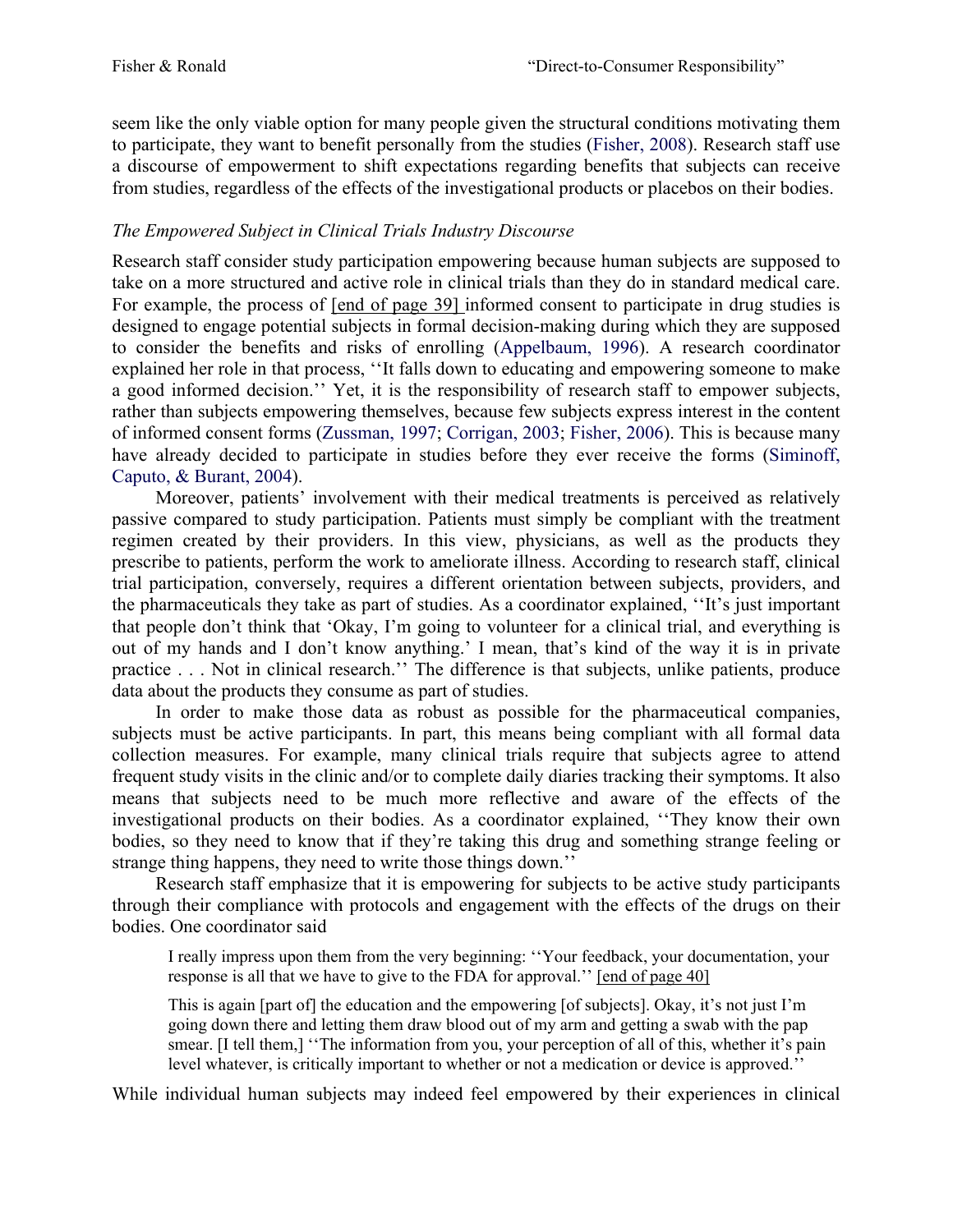seem like the only viable option for many people given the structural conditions motivating them to participate, they want to benefit personally from the studies (Fisher, 2008). Research staff use a discourse of empowerment to shift expectations regarding benefits that subjects can receive from studies, regardless of the effects of the investigational products or placebos on their bodies.

### *The Empowered Subject in Clinical Trials Industry Discourse*

Research staff consider study participation empowering because human subjects are supposed to take on a more structured and active role in clinical trials than they do in standard medical care. For example, the process of [end of page 39] informed consent to participate in drug studies is designed to engage potential subjects in formal decision-making during which they are supposed to consider the benefits and risks of enrolling (Appelbaum, 1996). A research coordinator explained her role in that process, ''It falls down to educating and empowering someone to make a good informed decision.'' Yet, it is the responsibility of research staff to empower subjects, rather than subjects empowering themselves, because few subjects express interest in the content of informed consent forms (Zussman, 1997; Corrigan, 2003; Fisher, 2006). This is because many have already decided to participate in studies before they ever receive the forms (Siminoff, Caputo, & Burant, 2004).

Moreover, patients' involvement with their medical treatments is perceived as relatively passive compared to study participation. Patients must simply be compliant with the treatment regimen created by their providers. In this view, physicians, as well as the products they prescribe to patients, perform the work to ameliorate illness. According to research staff, clinical trial participation, conversely, requires a different orientation between subjects, providers, and the pharmaceuticals they take as part of studies. As a coordinator explained, ''It's just important that people don't think that 'Okay, I'm going to volunteer for a clinical trial, and everything is out of my hands and I don't know anything.' I mean, that's kind of the way it is in private practice . . . Not in clinical research.'' The difference is that subjects, unlike patients, produce data about the products they consume as part of studies.

In order to make those data as robust as possible for the pharmaceutical companies, subjects must be active participants. In part, this means being compliant with all formal data collection measures. For example, many clinical trials require that subjects agree to attend frequent study visits in the clinic and/or to complete daily diaries tracking their symptoms. It also means that subjects need to be much more reflective and aware of the effects of the investigational products on their bodies. As a coordinator explained, ''They know their own bodies, so they need to know that if they're taking this drug and something strange feeling or strange thing happens, they need to write those things down.''

Research staff emphasize that it is empowering for subjects to be active study participants through their compliance with protocols and engagement with the effects of the drugs on their bodies. One coordinator said

> I really impress upon them from the very beginning: ''Your feedback, your documentation, your response is all that we have to give to the FDA for approval.'' [end of page 40]
>
> This is again [part of] the education and the empowering [of subjects]. Okay, it's not just I'm going down there and letting them draw blood out of my arm and getting a swab with the pap smear. [I tell them,] ''The information from you, your perception of all of this, whether it's pain level whatever, is critically important to whether or not a medication or device is approved.''

While individual human subjects may indeed feel empowered by their experiences in clinical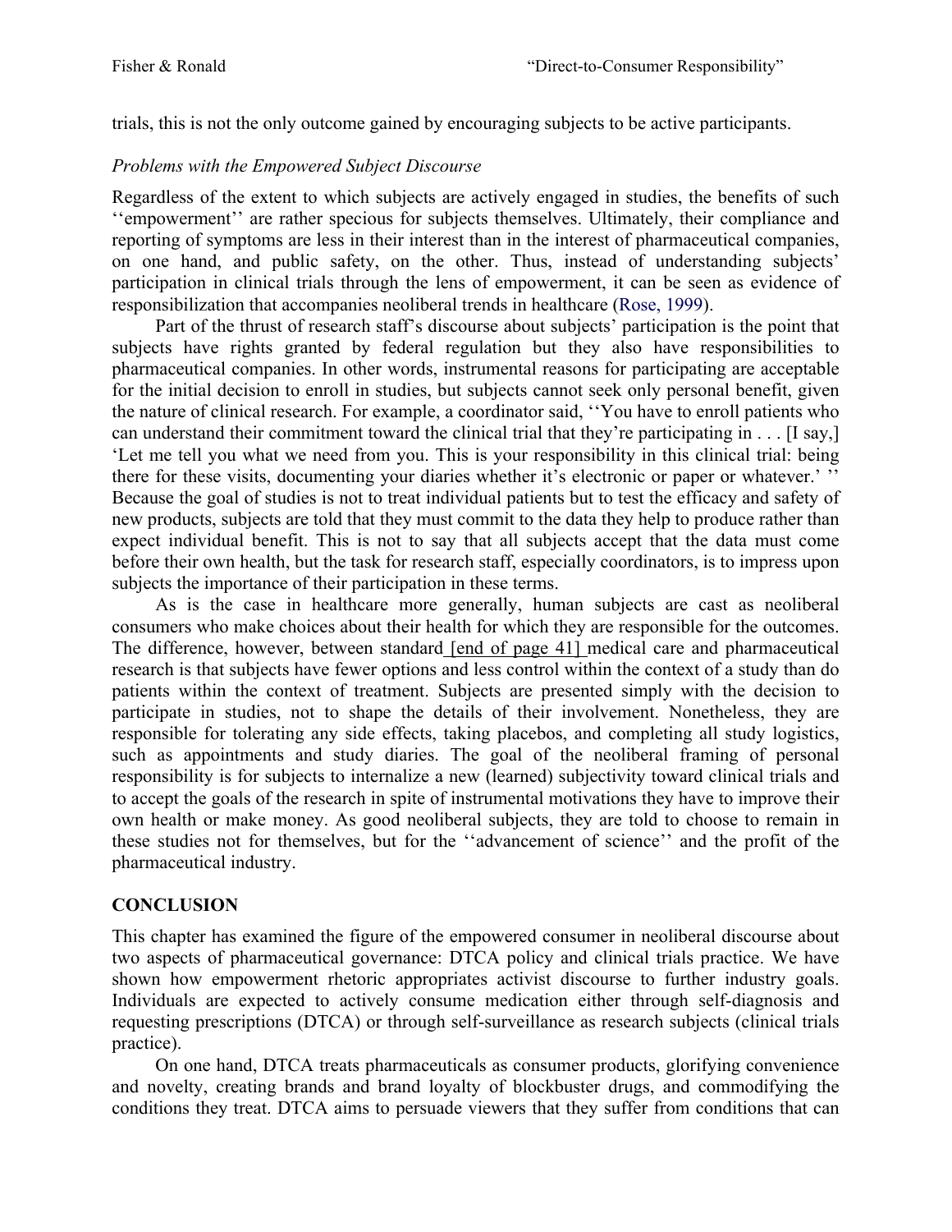trials, this is not the only outcome gained by encouraging subjects to be active participants.

*Problems with the Empowered Subject Discourse*

Regardless of the extent to which subjects are actively engaged in studies, the benefits of such ''empowerment'' are rather specious for subjects themselves. Ultimately, their compliance and reporting of symptoms are less in their interest than in the interest of pharmaceutical companies, on one hand, and public safety, on the other. Thus, instead of understanding subjects' participation in clinical trials through the lens of empowerment, it can be seen as evidence of responsibilization that accompanies neoliberal trends in healthcare (Rose, 1999).

Part of the thrust of research staff's discourse about subjects' participation is the point that subjects have rights granted by federal regulation but they also have responsibilities to pharmaceutical companies. In other words, instrumental reasons for participating are acceptable for the initial decision to enroll in studies, but subjects cannot seek only personal benefit, given the nature of clinical research. For example, a coordinator said, ''You have to enroll patients who can understand their commitment toward the clinical trial that they're participating in . . . [I say,] 'Let me tell you what we need from you. This is your responsibility in this clinical trial: being there for these visits, documenting your diaries whether it's electronic or paper or whatever.' '' Because the goal of studies is not to treat individual patients but to test the efficacy and safety of new products, subjects are told that they must commit to the data they help to produce rather than expect individual benefit. This is not to say that all subjects accept that the data must come before their own health, but the task for research staff, especially coordinators, is to impress upon subjects the importance of their participation in these terms.

As is the case in healthcare more generally, human subjects are cast as neoliberal consumers who make choices about their health for which they are responsible for the outcomes. The difference, however, between standard [end of page 41] medical care and pharmaceutical research is that subjects have fewer options and less control within the context of a study than do patients within the context of treatment. Subjects are presented simply with the decision to participate in studies, not to shape the details of their involvement. Nonetheless, they are responsible for tolerating any side effects, taking placebos, and completing all study logistics, such as appointments and study diaries. The goal of the neoliberal framing of personal responsibility is for subjects to internalize a new (learned) subjectivity toward clinical trials and to accept the goals of the research in spite of instrumental motivations they have to improve their own health or make money. As good neoliberal subjects, they are told to choose to remain in these studies not for themselves, but for the ''advancement of science'' and the profit of the pharmaceutical industry.

## CONCLUSION

This chapter has examined the figure of the empowered consumer in neoliberal discourse about two aspects of pharmaceutical governance: DTCA policy and clinical trials practice. We have shown how empowerment rhetoric appropriates activist discourse to further industry goals. Individuals are expected to actively consume medication either through self-diagnosis and requesting prescriptions (DTCA) or through self-surveillance as research subjects (clinical trials practice).

On one hand, DTCA treats pharmaceuticals as consumer products, glorifying convenience and novelty, creating brands and brand loyalty of blockbuster drugs, and commodifying the conditions they treat. DTCA aims to persuade viewers that they suffer from conditions that can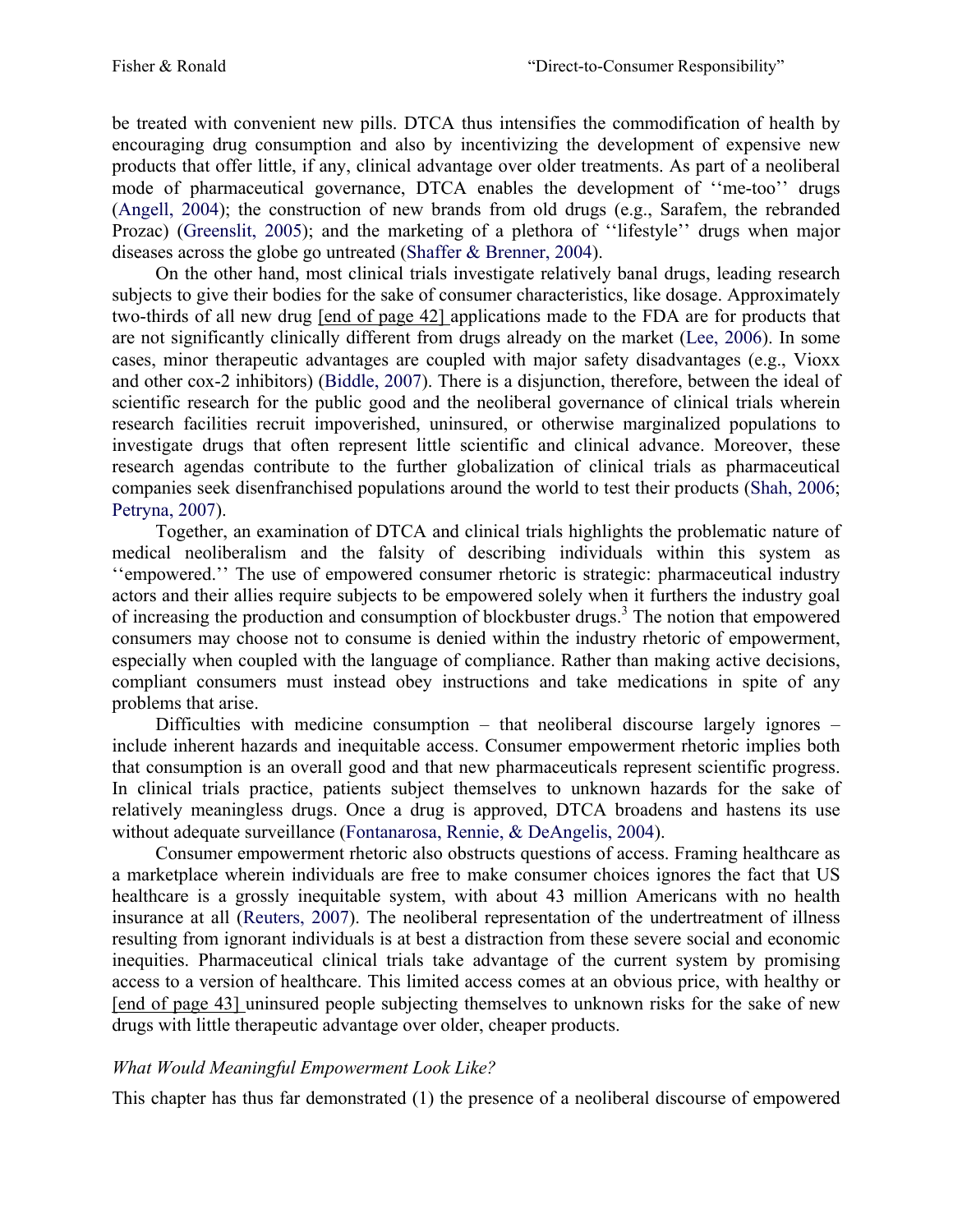be treated with convenient new pills. DTCA thus intensifies the commodification of health by encouraging drug consumption and also by incentivizing the development of expensive new products that offer little, if any, clinical advantage over older treatments. As part of a neoliberal mode of pharmaceutical governance, DTCA enables the development of ''me-too'' drugs (Angell, 2004); the construction of new brands from old drugs (e.g., Sarafem, the rebranded Prozac) (Greenslit, 2005); and the marketing of a plethora of ''lifestyle'' drugs when major diseases across the globe go untreated (Shaffer & Brenner, 2004).

On the other hand, most clinical trials investigate relatively banal drugs, leading research subjects to give their bodies for the sake of consumer characteristics, like dosage. Approximately two-thirds of all new drug [end of page 42] applications made to the FDA are for products that are not significantly clinically different from drugs already on the market (Lee, 2006). In some cases, minor therapeutic advantages are coupled with major safety disadvantages (e.g., Vioxx and other cox-2 inhibitors) (Biddle, 2007). There is a disjunction, therefore, between the ideal of scientific research for the public good and the neoliberal governance of clinical trials wherein research facilities recruit impoverished, uninsured, or otherwise marginalized populations to investigate drugs that often represent little scientific and clinical advance. Moreover, these research agendas contribute to the further globalization of clinical trials as pharmaceutical companies seek disenfranchised populations around the world to test their products (Shah, 2006; Petryna, 2007).

Together, an examination of DTCA and clinical trials highlights the problematic nature of medical neoliberalism and the falsity of describing individuals within this system as ''empowered.'' The use of empowered consumer rhetoric is strategic: pharmaceutical industry actors and their allies require subjects to be empowered solely when it furthers the industry goal of increasing the production and consumption of blockbuster drugs.[3] The notion that empowered consumers may choose not to consume is denied within the industry rhetoric of empowerment, especially when coupled with the language of compliance. Rather than making active decisions, compliant consumers must instead obey instructions and take medications in spite of any problems that arise.

Difficulties with medicine consumption – that neoliberal discourse largely ignores – include inherent hazards and inequitable access. Consumer empowerment rhetoric implies both that consumption is an overall good and that new pharmaceuticals represent scientific progress. In clinical trials practice, patients subject themselves to unknown hazards for the sake of relatively meaningless drugs. Once a drug is approved, DTCA broadens and hastens its use without adequate surveillance (Fontanarosa, Rennie, & DeAngelis, 2004).

Consumer empowerment rhetoric also obstructs questions of access. Framing healthcare as a marketplace wherein individuals are free to make consumer choices ignores the fact that US healthcare is a grossly inequitable system, with about 43 million Americans with no health insurance at all (Reuters, 2007). The neoliberal representation of the undertreatment of illness resulting from ignorant individuals is at best a distraction from these severe social and economic inequities. Pharmaceutical clinical trials take advantage of the current system by promising access to a version of healthcare. This limited access comes at an obvious price, with healthy or [end of page 43] uninsured people subjecting themselves to unknown risks for the sake of new drugs with little therapeutic advantage over older, cheaper products.

### *What Would Meaningful Empowerment Look Like?*

This chapter has thus far demonstrated (1) the presence of a neoliberal discourse of empowered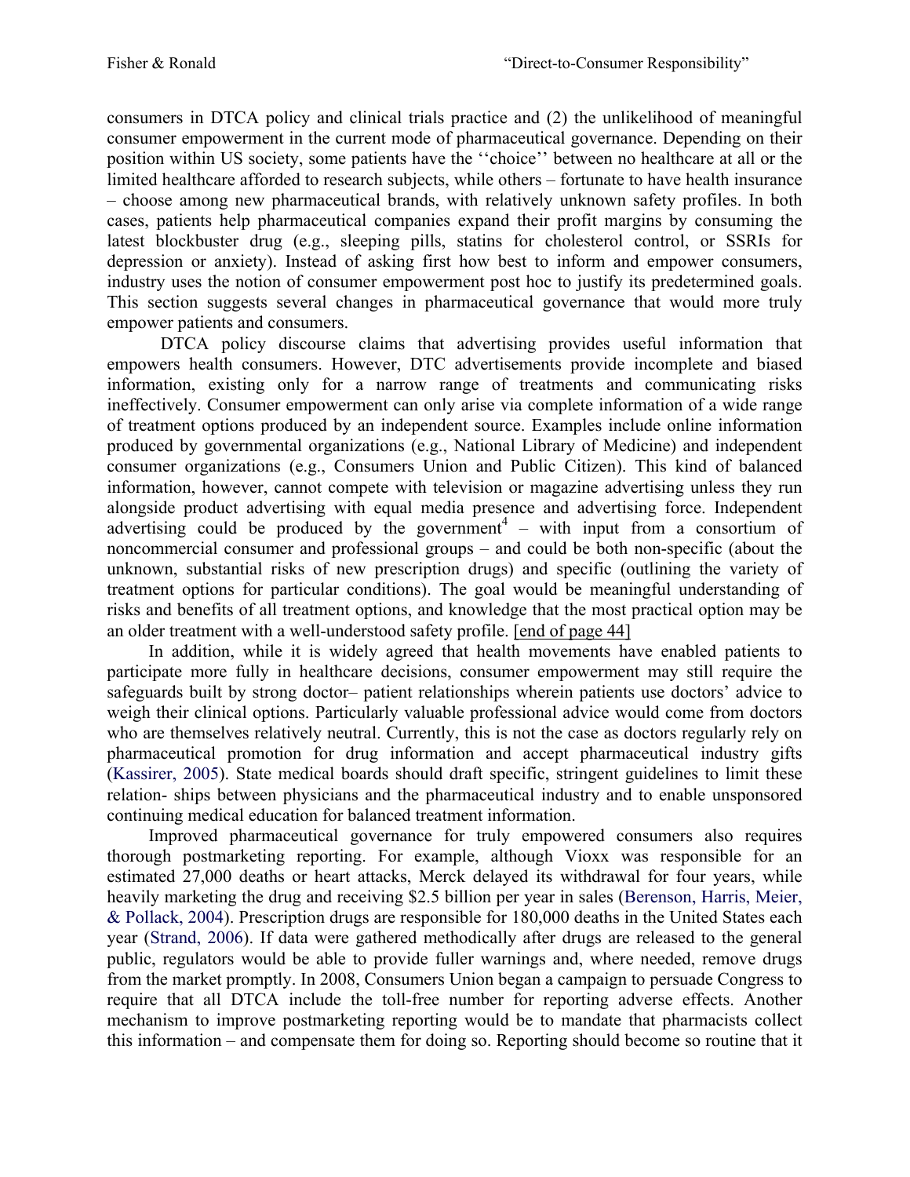consumers in DTCA policy and clinical trials practice and (2) the unlikelihood of meaningful consumer empowerment in the current mode of pharmaceutical governance. Depending on their position within US society, some patients have the ''choice'' between no healthcare at all or the limited healthcare afforded to research subjects, while others – fortunate to have health insurance – choose among new pharmaceutical brands, with relatively unknown safety profiles. In both cases, patients help pharmaceutical companies expand their profit margins by consuming the latest blockbuster drug (e.g., sleeping pills, statins for cholesterol control, or SSRIs for depression or anxiety). Instead of asking first how best to inform and empower consumers, industry uses the notion of consumer empowerment post hoc to justify its predetermined goals. This section suggests several changes in pharmaceutical governance that would more truly empower patients and consumers.

DTCA policy discourse claims that advertising provides useful information that empowers health consumers. However, DTC advertisements provide incomplete and biased information, existing only for a narrow range of treatments and communicating risks ineffectively. Consumer empowerment can only arise via complete information of a wide range of treatment options produced by an independent source. Examples include online information produced by governmental organizations (e.g., National Library of Medicine) and independent consumer organizations (e.g., Consumers Union and Public Citizen). This kind of balanced information, however, cannot compete with television or magazine advertising unless they run alongside product advertising with equal media presence and advertising force. Independent advertising could be produced by the government[4] – with input from a consortium of noncommercial consumer and professional groups – and could be both non-specific (about the unknown, substantial risks of new prescription drugs) and specific (outlining the variety of treatment options for particular conditions). The goal would be meaningful understanding of risks and benefits of all treatment options, and knowledge that the most practical option may be an older treatment with a well-understood safety profile. [end of page 44]

In addition, while it is widely agreed that health movements have enabled patients to participate more fully in healthcare decisions, consumer empowerment may still require the safeguards built by strong doctor– patient relationships wherein patients use doctors' advice to weigh their clinical options. Particularly valuable professional advice would come from doctors who are themselves relatively neutral. Currently, this is not the case as doctors regularly rely on pharmaceutical promotion for drug information and accept pharmaceutical industry gifts (Kassirer, 2005). State medical boards should draft specific, stringent guidelines to limit these relation- ships between physicians and the pharmaceutical industry and to enable unsponsored continuing medical education for balanced treatment information.

Improved pharmaceutical governance for truly empowered consumers also requires thorough postmarketing reporting. For example, although Vioxx was responsible for an estimated 27,000 deaths or heart attacks, Merck delayed its withdrawal for four years, while heavily marketing the drug and receiving $2.5 billion per year in sales (Berenson, Harris, Meier, & Pollack, 2004). Prescription drugs are responsible for 180,000 deaths in the United States each year (Strand, 2006). If data were gathered methodically after drugs are released to the general public, regulators would be able to provide fuller warnings and, where needed, remove drugs from the market promptly. In 2008, Consumers Union began a campaign to persuade Congress to require that all DTCA include the toll-free number for reporting adverse effects. Another mechanism to improve postmarketing reporting would be to mandate that pharmacists collect this information – and compensate them for doing so. Reporting should become so routine that it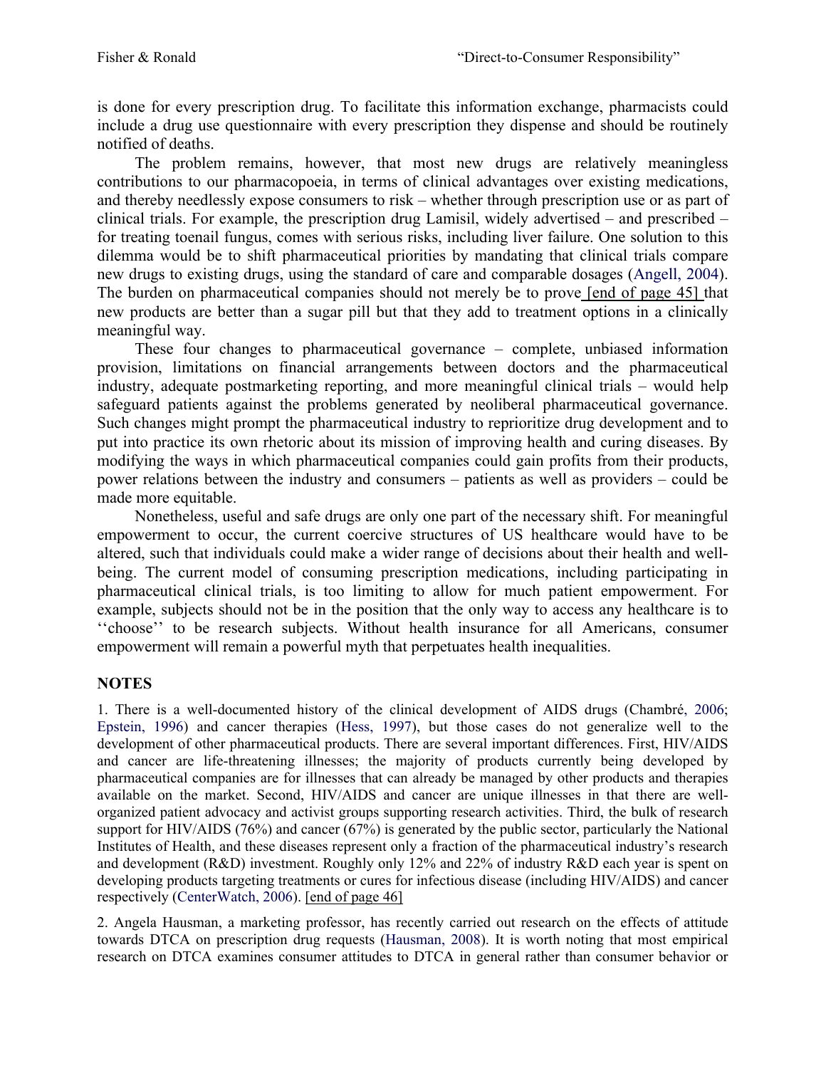is done for every prescription drug. To facilitate this information exchange, pharmacists could include a drug use questionnaire with every prescription they dispense and should be routinely notified of deaths.

The problem remains, however, that most new drugs are relatively meaningless contributions to our pharmacopoeia, in terms of clinical advantages over existing medications, and thereby needlessly expose consumers to risk – whether through prescription use or as part of clinical trials. For example, the prescription drug Lamisil, widely advertised – and prescribed – for treating toenail fungus, comes with serious risks, including liver failure. One solution to this dilemma would be to shift pharmaceutical priorities by mandating that clinical trials compare new drugs to existing drugs, using the standard of care and comparable dosages (Angell, 2004). The burden on pharmaceutical companies should not merely be to prove [end of page 45] that new products are better than a sugar pill but that they add to treatment options in a clinically meaningful way.

These four changes to pharmaceutical governance – complete, unbiased information provision, limitations on financial arrangements between doctors and the pharmaceutical industry, adequate postmarketing reporting, and more meaningful clinical trials – would help safeguard patients against the problems generated by neoliberal pharmaceutical governance. Such changes might prompt the pharmaceutical industry to reprioritize drug development and to put into practice its own rhetoric about its mission of improving health and curing diseases. By modifying the ways in which pharmaceutical companies could gain profits from their products, power relations between the industry and consumers – patients as well as providers – could be made more equitable.

Nonetheless, useful and safe drugs are only one part of the necessary shift. For meaningful empowerment to occur, the current coercive structures of US healthcare would have to be altered, such that individuals could make a wider range of decisions about their health and well-being. The current model of consuming prescription medications, including participating in pharmaceutical clinical trials, is too limiting to allow for much patient empowerment. For example, subjects should not be in the position that the only way to access any healthcare is to ''choose'' to be research subjects. Without health insurance for all Americans, consumer empowerment will remain a powerful myth that perpetuates health inequalities.

## NOTES

1. There is a well-documented history of the clinical development of AIDS drugs (Chambré, 2006; Epstein, 1996) and cancer therapies (Hess, 1997), but those cases do not generalize well to the development of other pharmaceutical products. There are several important differences. First, HIV/AIDS and cancer are life-threatening illnesses; the majority of products currently being developed by pharmaceutical companies are for illnesses that can already be managed by other products and therapies available on the market. Second, HIV/AIDS and cancer are unique illnesses in that there are well-organized patient advocacy and activist groups supporting research activities. Third, the bulk of research support for HIV/AIDS (76%) and cancer (67%) is generated by the public sector, particularly the National Institutes of Health, and these diseases represent only a fraction of the pharmaceutical industry's research and development (R&D) investment. Roughly only 12% and 22% of industry R&D each year is spent on developing products targeting treatments or cures for infectious disease (including HIV/AIDS) and cancer respectively (CenterWatch, 2006). [end of page 46]

2. Angela Hausman, a marketing professor, has recently carried out research on the effects of attitude towards DTCA on prescription drug requests (Hausman, 2008). It is worth noting that most empirical research on DTCA examines consumer attitudes to DTCA in general rather than consumer behavior or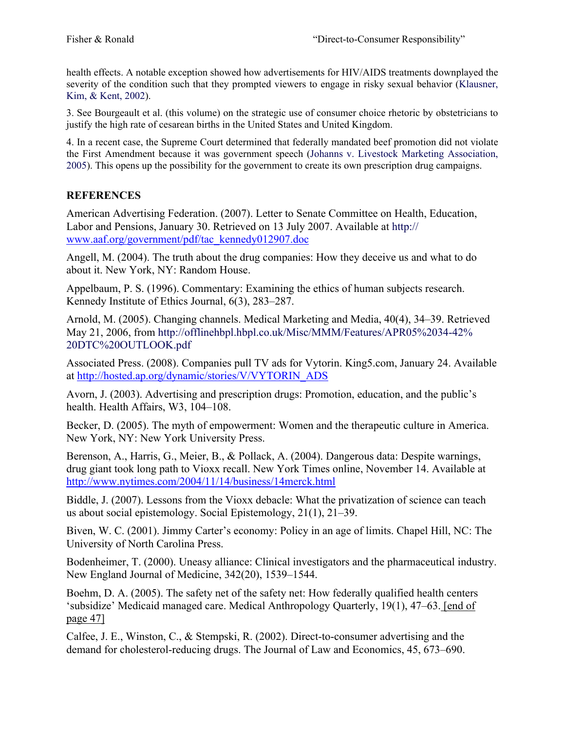health effects. A notable exception showed how advertisements for HIV/AIDS treatments downplayed the severity of the condition such that they prompted viewers to engage in risky sexual behavior (Klausner, Kim, & Kent, 2002).

3. See Bourgeault et al. (this volume) on the strategic use of consumer choice rhetoric by obstetricians to justify the high rate of cesarean births in the United States and United Kingdom.

4. In a recent case, the Supreme Court determined that federally mandated beef promotion did not violate the First Amendment because it was government speech (Johanns v. Livestock Marketing Association, 2005). This opens up the possibility for the government to create its own prescription drug campaigns.

## REFERENCES

American Advertising Federation. (2007). Letter to Senate Committee on Health, Education, Labor and Pensions, January 30. Retrieved on 13 July 2007. Available at http://www.aaf.org/government/pdf/tac_kennedy012907.doc

Angell, M. (2004). The truth about the drug companies: How they deceive us and what to do about it. New York, NY: Random House.

Appelbaum, P. S. (1996). Commentary: Examining the ethics of human subjects research. Kennedy Institute of Ethics Journal, 6(3), 283–287.

Arnold, M. (2005). Changing channels. Medical Marketing and Media, 40(4), 34–39. Retrieved May 21, 2006, from http://offlinehbpl.hbpl.co.uk/Misc/MMM/Features/APR05%2034-42%20DTC%20OUTLOOK.pdf

Associated Press. (2008). Companies pull TV ads for Vytorin. King5.com, January 24. Available at http://hosted.ap.org/dynamic/stories/V/VYTORIN_ADS

Avorn, J. (2003). Advertising and prescription drugs: Promotion, education, and the public's health. Health Affairs, W3, 104–108.

Becker, D. (2005). The myth of empowerment: Women and the therapeutic culture in America. New York, NY: New York University Press.

Berenson, A., Harris, G., Meier, B., & Pollack, A. (2004). Dangerous data: Despite warnings, drug giant took long path to Vioxx recall. New York Times online, November 14. Available at http://www.nytimes.com/2004/11/14/business/14merck.html

Biddle, J. (2007). Lessons from the Vioxx debacle: What the privatization of science can teach us about social epistemology. Social Epistemology, 21(1), 21–39.

Biven, W. C. (2001). Jimmy Carter's economy: Policy in an age of limits. Chapel Hill, NC: The University of North Carolina Press.

Bodenheimer, T. (2000). Uneasy alliance: Clinical investigators and the pharmaceutical industry. New England Journal of Medicine, 342(20), 1539–1544.

Boehm, D. A. (2005). The safety net of the safety net: How federally qualified health centers 'subsidize' Medicaid managed care. Medical Anthropology Quarterly, 19(1), 47–63. [end of page 47]

Calfee, J. E., Winston, C., & Stempski, R. (2002). Direct-to-consumer advertising and the demand for cholesterol-reducing drugs. The Journal of Law and Economics, 45, 673–690.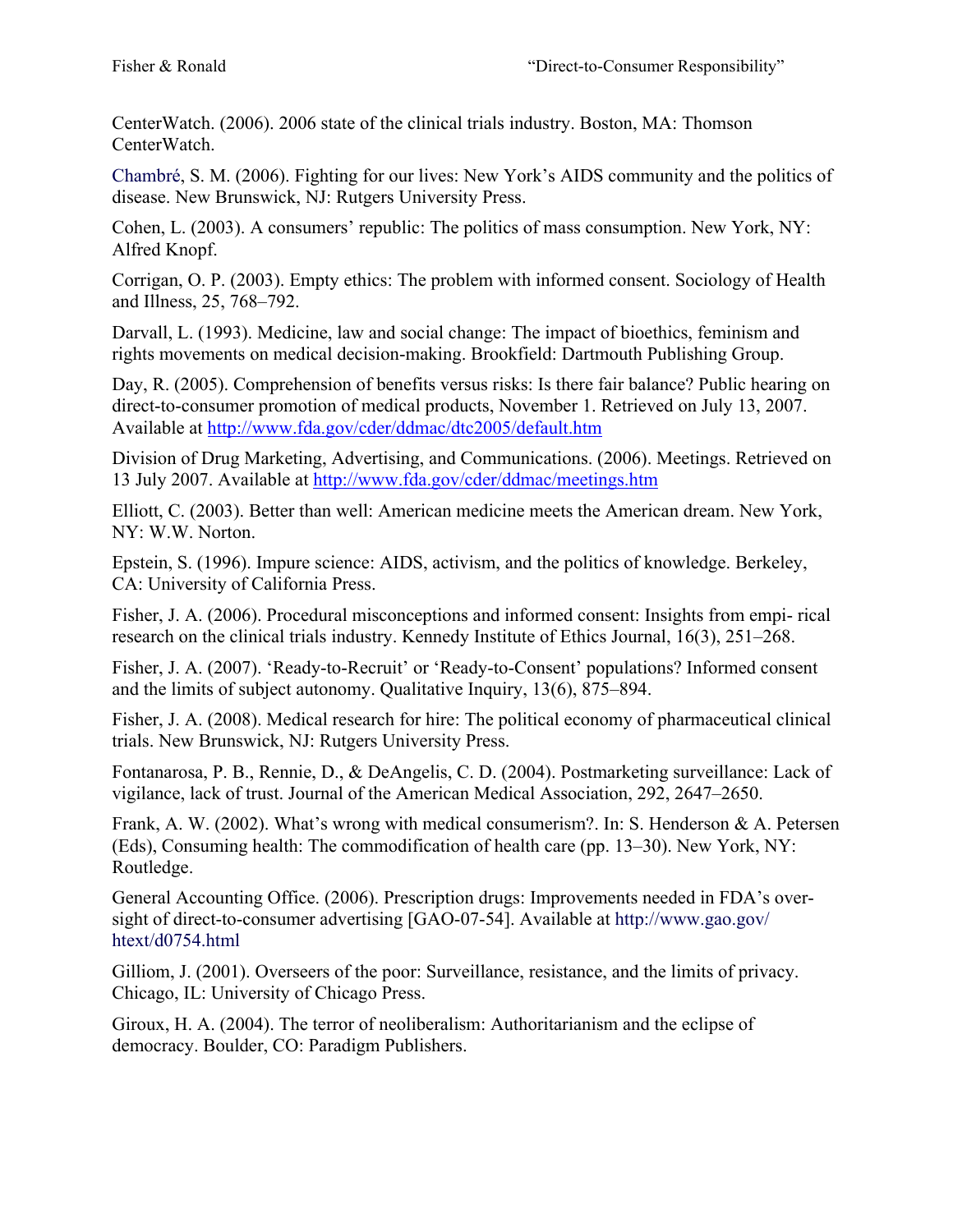CenterWatch. (2006). 2006 state of the clinical trials industry. Boston, MA: Thomson CenterWatch.

Chambré, S. M. (2006). Fighting for our lives: New York's AIDS community and the politics of disease. New Brunswick, NJ: Rutgers University Press.

Cohen, L. (2003). A consumers' republic: The politics of mass consumption. New York, NY: Alfred Knopf.

Corrigan, O. P. (2003). Empty ethics: The problem with informed consent. Sociology of Health and Illness, 25, 768–792.

Darvall, L. (1993). Medicine, law and social change: The impact of bioethics, feminism and rights movements on medical decision-making. Brookfield: Dartmouth Publishing Group.

Day, R. (2005). Comprehension of benefits versus risks: Is there fair balance? Public hearing on direct-to-consumer promotion of medical products, November 1. Retrieved on July 13, 2007. Available at http://www.fda.gov/cder/ddmac/dtc2005/default.htm

Division of Drug Marketing, Advertising, and Communications. (2006). Meetings. Retrieved on 13 July 2007. Available at http://www.fda.gov/cder/ddmac/meetings.htm

Elliott, C. (2003). Better than well: American medicine meets the American dream. New York, NY: W.W. Norton.

Epstein, S. (1996). Impure science: AIDS, activism, and the politics of knowledge. Berkeley, CA: University of California Press.

Fisher, J. A. (2006). Procedural misconceptions and informed consent: Insights from empi- rical research on the clinical trials industry. Kennedy Institute of Ethics Journal, 16(3), 251–268.

Fisher, J. A. (2007). 'Ready-to-Recruit' or 'Ready-to-Consent' populations? Informed consent and the limits of subject autonomy. Qualitative Inquiry, 13(6), 875–894.

Fisher, J. A. (2008). Medical research for hire: The political economy of pharmaceutical clinical trials. New Brunswick, NJ: Rutgers University Press.

Fontanarosa, P. B., Rennie, D., & DeAngelis, C. D. (2004). Postmarketing surveillance: Lack of vigilance, lack of trust. Journal of the American Medical Association, 292, 2647–2650.

Frank, A. W. (2002). What's wrong with medical consumerism?. In: S. Henderson & A. Petersen (Eds), Consuming health: The commodification of health care (pp. 13–30). New York, NY: Routledge.

General Accounting Office. (2006). Prescription drugs: Improvements needed in FDA's over- sight of direct-to-consumer advertising [GAO-07-54]. Available at http://www.gao.gov/htext/d0754.html

Gilliom, J. (2001). Overseers of the poor: Surveillance, resistance, and the limits of privacy. Chicago, IL: University of Chicago Press.

Giroux, H. A. (2004). The terror of neoliberalism: Authoritarianism and the eclipse of democracy. Boulder, CO: Paradigm Publishers.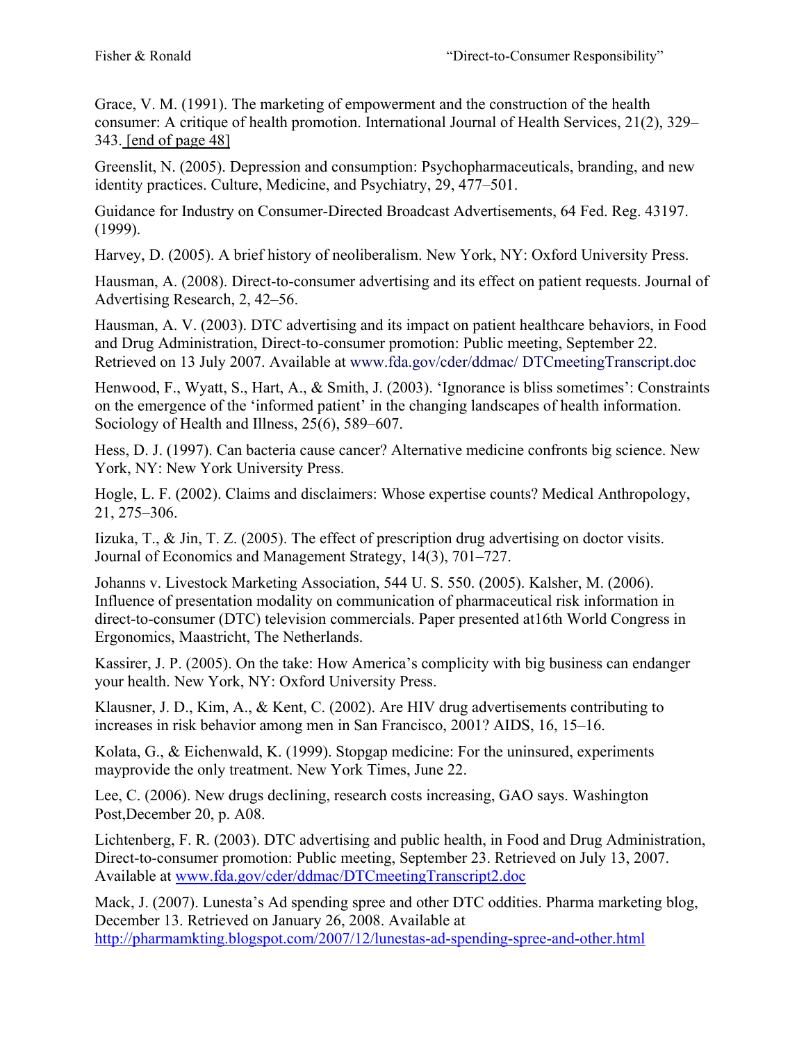Grace, V. M. (1991). The marketing of empowerment and the construction of the health consumer: A critique of health promotion. International Journal of Health Services, 21(2), 329–343. [end of page 48]

Greenslit, N. (2005). Depression and consumption: Psychopharmaceuticals, branding, and new identity practices. Culture, Medicine, and Psychiatry, 29, 477–501.

Guidance for Industry on Consumer-Directed Broadcast Advertisements, 64 Fed. Reg. 43197. (1999).

Harvey, D. (2005). A brief history of neoliberalism. New York, NY: Oxford University Press.

Hausman, A. (2008). Direct-to-consumer advertising and its effect on patient requests. Journal of Advertising Research, 2, 42–56.

Hausman, A. V. (2003). DTC advertising and its impact on patient healthcare behaviors, in Food and Drug Administration, Direct-to-consumer promotion: Public meeting, September 22. Retrieved on 13 July 2007. Available at www.fda.gov/cder/ddmac/ DTCmeetingTranscript.doc

Henwood, F., Wyatt, S., Hart, A., & Smith, J. (2003). 'Ignorance is bliss sometimes': Constraints on the emergence of the 'informed patient' in the changing landscapes of health information. Sociology of Health and Illness, 25(6), 589–607.

Hess, D. J. (1997). Can bacteria cause cancer? Alternative medicine confronts big science. New York, NY: New York University Press.

Hogle, L. F. (2002). Claims and disclaimers: Whose expertise counts? Medical Anthropology, 21, 275–306.

Iizuka, T., & Jin, T. Z. (2005). The effect of prescription drug advertising on doctor visits. Journal of Economics and Management Strategy, 14(3), 701–727.

Johanns v. Livestock Marketing Association, 544 U. S. 550. (2005). Kalsher, M. (2006). Influence of presentation modality on communication of pharmaceutical risk information in direct-to-consumer (DTC) television commercials. Paper presented at16th World Congress in Ergonomics, Maastricht, The Netherlands.

Kassirer, J. P. (2005). On the take: How America's complicity with big business can endanger your health. New York, NY: Oxford University Press.

Klausner, J. D., Kim, A., & Kent, C. (2002). Are HIV drug advertisements contributing to increases in risk behavior among men in San Francisco, 2001? AIDS, 16, 15–16.

Kolata, G., & Eichenwald, K. (1999). Stopgap medicine: For the uninsured, experiments mayprovide the only treatment. New York Times, June 22.

Lee, C. (2006). New drugs declining, research costs increasing, GAO says. Washington Post,December 20, p. A08.

Lichtenberg, F. R. (2003). DTC advertising and public health, in Food and Drug Administration, Direct-to-consumer promotion: Public meeting, September 23. Retrieved on July 13, 2007. Available at www.fda.gov/cder/ddmac/DTCmeetingTranscript2.doc

Mack, J. (2007). Lunesta's Ad spending spree and other DTC oddities. Pharma marketing blog, December 13. Retrieved on January 26, 2008. Available at http://pharmamkting.blogspot.com/2007/12/lunestas-ad-spending-spree-and-other.html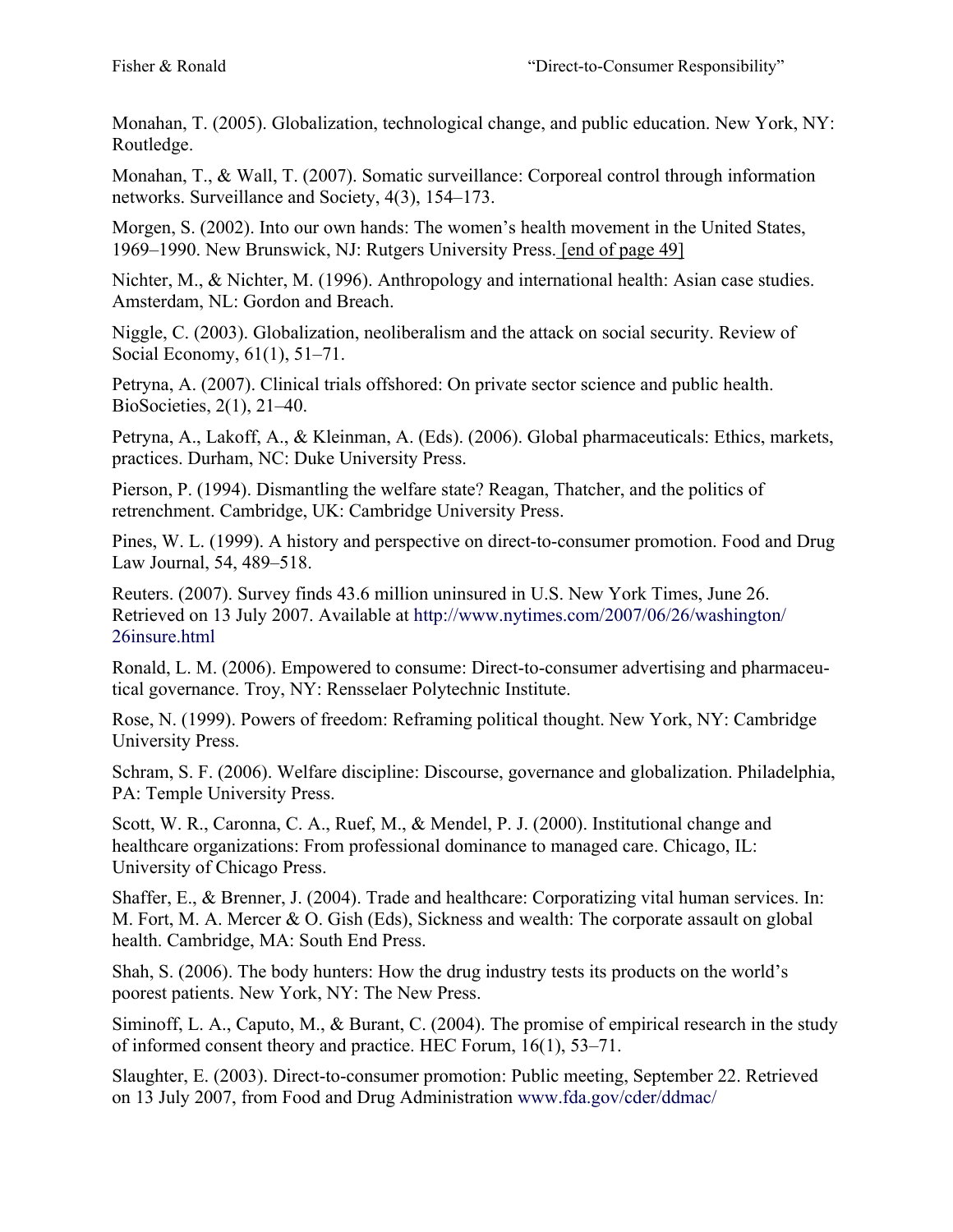Monahan, T. (2005). Globalization, technological change, and public education. New York, NY: Routledge.

Monahan, T., & Wall, T. (2007). Somatic surveillance: Corporeal control through information networks. Surveillance and Society, 4(3), 154–173.

Morgen, S. (2002). Into our own hands: The women's health movement in the United States, 1969–1990. New Brunswick, NJ: Rutgers University Press. [end of page 49]

Nichter, M., & Nichter, M. (1996). Anthropology and international health: Asian case studies. Amsterdam, NL: Gordon and Breach.

Niggle, C. (2003). Globalization, neoliberalism and the attack on social security. Review of Social Economy, 61(1), 51–71.

Petryna, A. (2007). Clinical trials offshored: On private sector science and public health. BioSocieties, 2(1), 21–40.

Petryna, A., Lakoff, A., & Kleinman, A. (Eds). (2006). Global pharmaceuticals: Ethics, markets, practices. Durham, NC: Duke University Press.

Pierson, P. (1994). Dismantling the welfare state? Reagan, Thatcher, and the politics of retrenchment. Cambridge, UK: Cambridge University Press.

Pines, W. L. (1999). A history and perspective on direct-to-consumer promotion. Food and Drug Law Journal, 54, 489–518.

Reuters. (2007). Survey finds 43.6 million uninsured in U.S. New York Times, June 26. Retrieved on 13 July 2007. Available at http://www.nytimes.com/2007/06/26/washington/26insure.html

Ronald, L. M. (2006). Empowered to consume: Direct-to-consumer advertising and pharmaceutical governance. Troy, NY: Rensselaer Polytechnic Institute.

Rose, N. (1999). Powers of freedom: Reframing political thought. New York, NY: Cambridge University Press.

Schram, S. F. (2006). Welfare discipline: Discourse, governance and globalization. Philadelphia, PA: Temple University Press.

Scott, W. R., Caronna, C. A., Ruef, M., & Mendel, P. J. (2000). Institutional change and healthcare organizations: From professional dominance to managed care. Chicago, IL: University of Chicago Press.

Shaffer, E., & Brenner, J. (2004). Trade and healthcare: Corporatizing vital human services. In: M. Fort, M. A. Mercer & O. Gish (Eds), Sickness and wealth: The corporate assault on global health. Cambridge, MA: South End Press.

Shah, S. (2006). The body hunters: How the drug industry tests its products on the world's poorest patients. New York, NY: The New Press.

Siminoff, L. A., Caputo, M., & Burant, C. (2004). The promise of empirical research in the study of informed consent theory and practice. HEC Forum, 16(1), 53–71.

Slaughter, E. (2003). Direct-to-consumer promotion: Public meeting, September 22. Retrieved on 13 July 2007, from Food and Drug Administration www.fda.gov/cder/ddmac/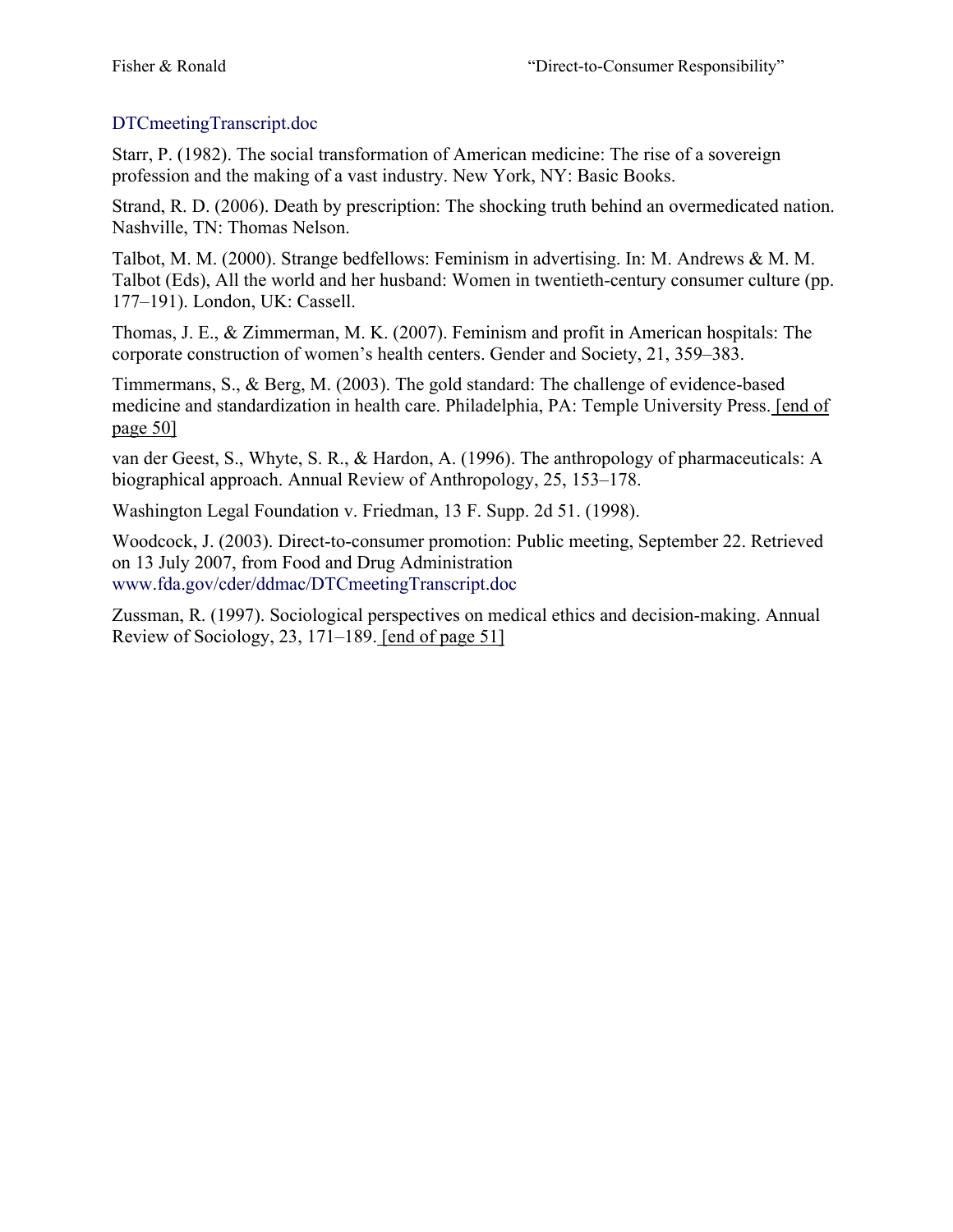DTCmeetingTranscript.doc

Starr, P. (1982). The social transformation of American medicine: The rise of a sovereign profession and the making of a vast industry. New York, NY: Basic Books.

Strand, R. D. (2006). Death by prescription: The shocking truth behind an overmedicated nation. Nashville, TN: Thomas Nelson.

Talbot, M. M. (2000). Strange bedfellows: Feminism in advertising. In: M. Andrews & M. M. Talbot (Eds), All the world and her husband: Women in twentieth-century consumer culture (pp. 177–191). London, UK: Cassell.

Thomas, J. E., & Zimmerman, M. K. (2007). Feminism and profit in American hospitals: The corporate construction of women's health centers. Gender and Society, 21, 359–383.

Timmermans, S., & Berg, M. (2003). The gold standard: The challenge of evidence-based medicine and standardization in health care. Philadelphia, PA: Temple University Press. [end of page 50]

van der Geest, S., Whyte, S. R., & Hardon, A. (1996). The anthropology of pharmaceuticals: A biographical approach. Annual Review of Anthropology, 25, 153–178.

Washington Legal Foundation v. Friedman, 13 F. Supp. 2d 51. (1998).

Woodcock, J. (2003). Direct-to-consumer promotion: Public meeting, September 22. Retrieved on 13 July 2007, from Food and Drug Administration www.fda.gov/cder/ddmac/DTCmeetingTranscript.doc

Zussman, R. (1997). Sociological perspectives on medical ethics and decision-making. Annual Review of Sociology, 23, 171–189. [end of page 51]